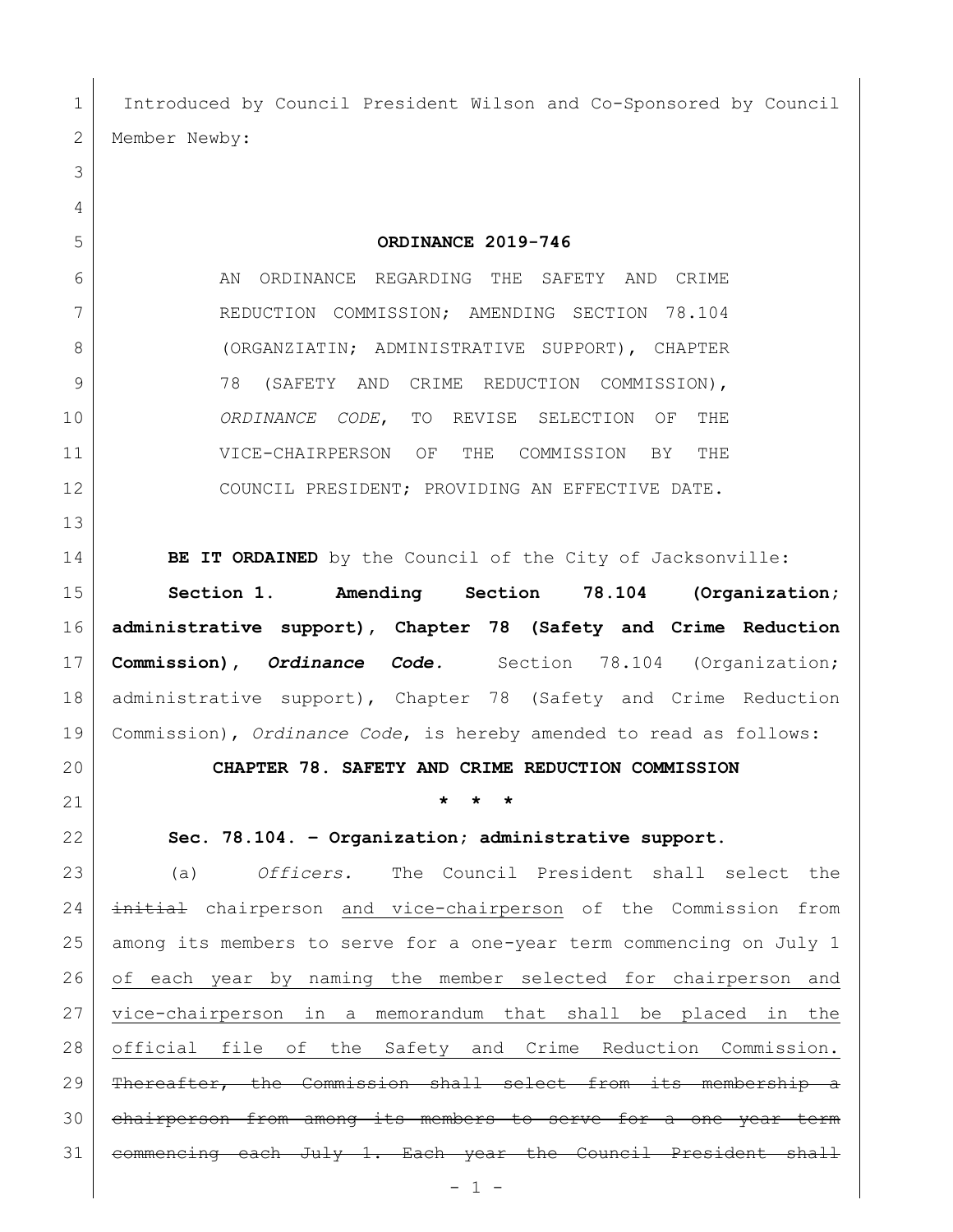Introduced by Council President Wilson and Co-Sponsored by Council Member Newby:

**ORDINANCE 2019-746**

AN ORDINANCE REGARDING THE SAFETY AND CRIME REDUCTION COMMISSION; AMENDING SECTION 78.104 (ORGANZIATIN; ADMINISTRATIVE SUPPORT), CHAPTER 78 (SAFETY AND CRIME REDUCTION COMMISSION), *ORDINANCE CODE*, TO REVISE SELECTION OF THE VICE-CHAIRPERSON OF THE COMMISSION BY THE COUNCIL PRESIDENT; PROVIDING AN EFFECTIVE DATE.

**BE IT ORDAINED** by the Council of the City of Jacksonville:

**Section 1. Amending Section 78.104 (Organization; administrative support), Chapter 78 (Safety and Crime Reduction Commission), *Ordinance Code*.** Section 78.104 (Organization; administrative support), Chapter 78 (Safety and Crime Reduction Commission), *Ordinance Code*, is hereby amended to read as follows:

**CHAPTER 78. SAFETY AND CRIME REDUCTION COMMISSION**

**\* \* \***

**Sec. 78.104. – Organization; administrative support.**

(a) *Officers.* The Council President shall select the ~~initial~~ chairperson <u>and vice-chairperson</u> of the Commission from among its members to serve for a one-year term commencing on July 1 <u>of each year by naming the member selected for chairperson and vice-chairperson in a memorandum that shall be placed in the official file of the Safety and Crime Reduction Commission.</u> ~~Thereafter, the Commission shall select from its membership a chairperson from among its members to serve for a one year term commencing each July 1. Each year the Council President shall~~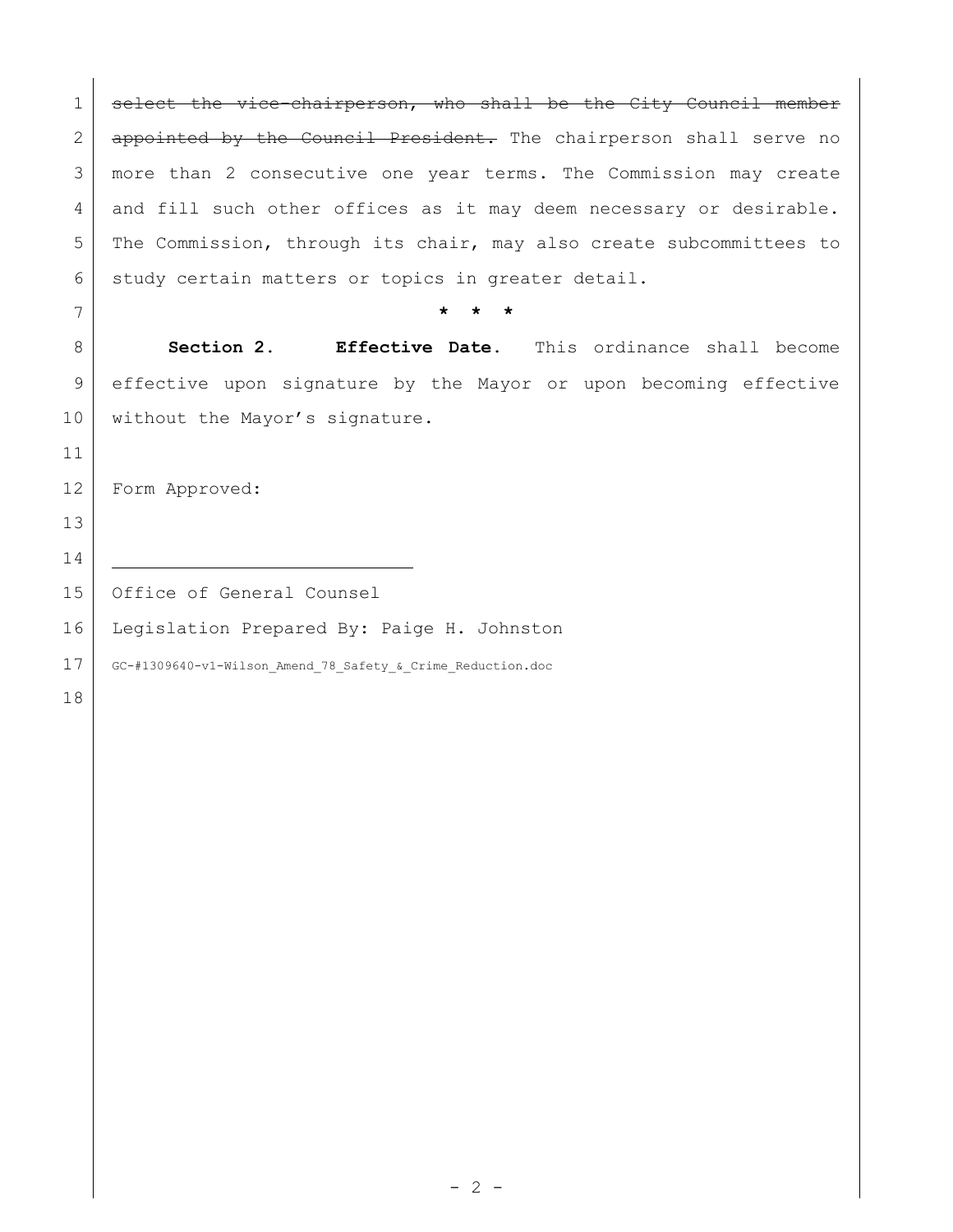~~select the vice-chairperson, who shall be the City Council member appointed by the Council President.~~ The chairperson shall serve no more than 2 consecutive one year terms. The Commission may create and fill such other offices as it may deem necessary or desirable. The Commission, through its chair, may also create subcommittees to study certain matters or topics in greater detail.

\* \* \*

**Section 2. Effective Date.** This ordinance shall become effective upon signature by the Mayor or upon becoming effective without the Mayor's signature.

Form Approved:

\_\_\_\_\_\_\_\_\_\_\_\_\_\_\_\_\_\_\_\_\_\_\_\_\_\_\_\_\_\_

Office of General Counsel

Legislation Prepared By: Paige H. Johnston

GC-#1309640-v1-Wilson_Amend_78_Safety_&_Crime_Reduction.doc